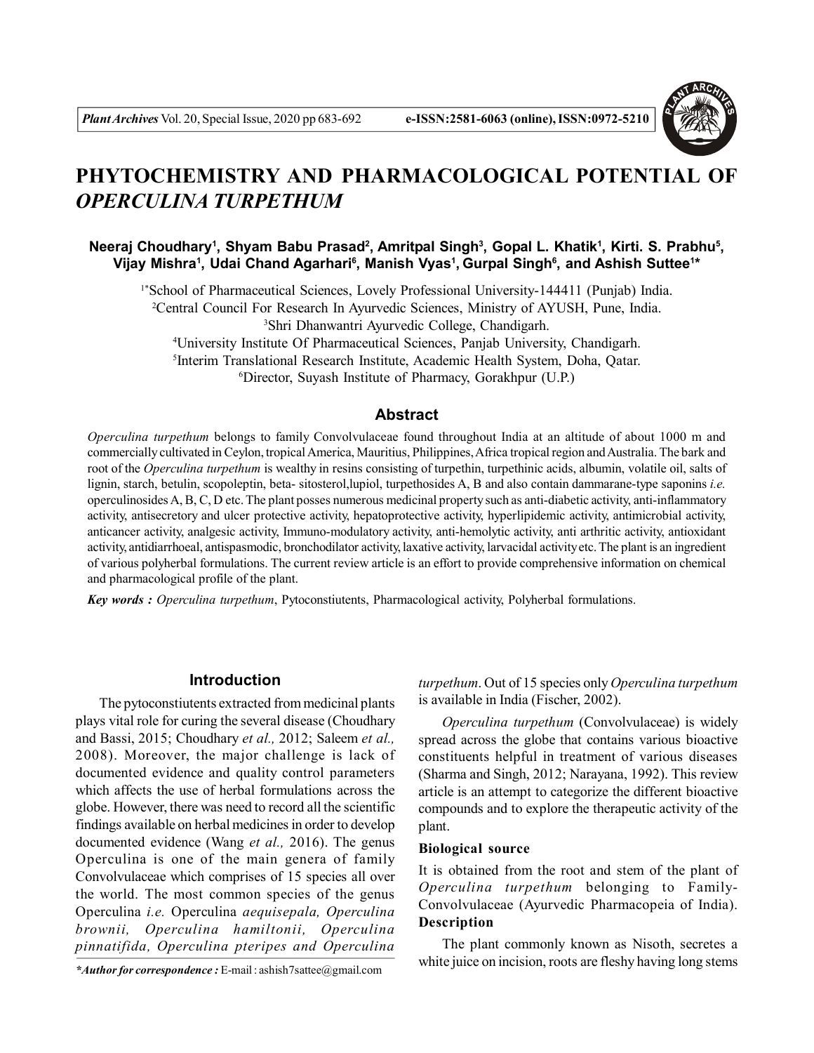# PHYTOCHEMISTRY AND PHARMACOLOGICAL POTENTIAL OF *OPERCULINA TURPETHUM*

**Neeraj Choudhary[1], Shyam Babu Prasad[2], Amritpal Singh[3], Gopal L. Khatik[1], Kirti. S. Prabhu[5], Vijay Mishra[1], Udai Chand Agarhari[6], Manish Vyas[1], Gurpal Singh[6], and Ashish Suttee[1*]**

[1*]School of Pharmaceutical Sciences, Lovely Professional University-144411 (Punjab) India.
[2]Central Council For Research In Ayurvedic Sciences, Ministry of AYUSH, Pune, India.
[3]Shri Dhanwantri Ayurvedic College, Chandigarh.
[4]University Institute Of Pharmaceutical Sciences, Panjab University, Chandigarh.
[5]Interim Translational Research Institute, Academic Health System, Doha, Qatar.
[6]Director, Suyash Institute of Pharmacy, Gorakhpur (U.P.)

## Abstract

*Operculina turpethum* belongs to family Convolvulaceae found throughout India at an altitude of about 1000 m and commercially cultivated in Ceylon, tropical America, Mauritius, Philippines, Africa tropical region and Australia. The bark and root of the *Operculina turpethum* is wealthy in resins consisting of turpethin, turpethinic acids, albumin, volatile oil, salts of lignin, starch, betulin, scopoleptin, beta- sitosterol,lupiol, turpethosides A, B and also contain dammarane-type saponins *i.e.* operculinosides A, B, C, D etc. The plant posses numerous medicinal property such as anti-diabetic activity, anti-inflammatory activity, antisecretory and ulcer protective activity, hepatoprotective activity, hyperlipidemic activity, antimicrobial activity, anticancer activity, analgesic activity, Immuno-modulatory activity, anti-hemolytic activity, anti arthritic activity, antioxidant activity, antidiarrhoeal, antispasmodic, bronchodilator activity, laxative activity, larvacidal activity etc. The plant is an ingredient of various polyherbal formulations. The current review article is an effort to provide comprehensive information on chemical and pharmacological profile of the plant.

***Key words :*** *Operculina turpethum*, Pytoconstiutents, Pharmacological activity, Polyherbal formulations.

## Introduction

The pytoconstiutents extracted from medicinal plants plays vital role for curing the several disease (Choudhary and Bassi, 2015; Choudhary *et al.,* 2012; Saleem *et al.,* 2008). Moreover, the major challenge is lack of documented evidence and quality control parameters which affects the use of herbal formulations across the globe. However, there was need to record all the scientific findings available on herbal medicines in order to develop documented evidence (Wang *et al.,* 2016). The genus Operculina is one of the main genera of family Convolvulaceae which comprises of 15 species all over the world. The most common species of the genus Operculina *i.e.* Operculina *aequisepala, Operculina brownii, Operculina hamiltonii, Operculina pinnatifida, Operculina pteripes and Operculina turpethum*. Out of 15 species only *Operculina turpethum* is available in India (Fischer, 2002).

*Operculina turpethum* (Convolvulaceae) is widely spread across the globe that contains various bioactive constituents helpful in treatment of various diseases (Sharma and Singh, 2012; Narayana, 1992). This review article is an attempt to categorize the different bioactive compounds and to explore the therapeutic activity of the plant.

### Biological source

It is obtained from the root and stem of the plant of *Operculina turpethum* belonging to Family-Convolvulaceae (Ayurvedic Pharmacopeia of India).

### Description

The plant commonly known as Nisoth, secretes a white juice on incision, roots are fleshy having long stems

*\*Author for correspondence :* E-mail : ashish7sattee@gmail.com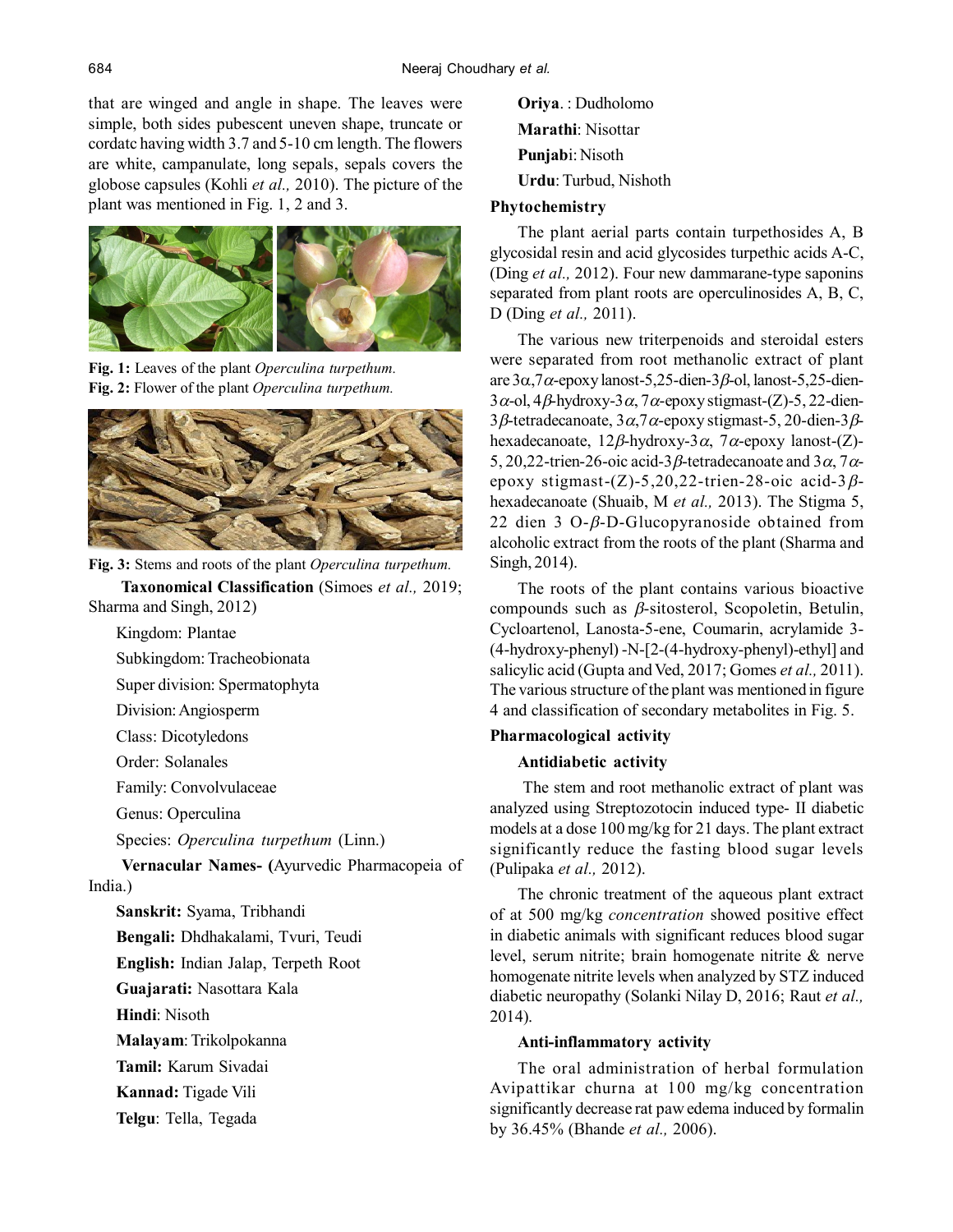that are winged and angle in shape. The leaves were simple, both sides pubescent uneven shape, truncate or cordatc having width 3.7 and 5-10 cm length. The flowers are white, campanulate, long sepals, sepals covers the globose capsules (Kohli *et al.,* 2010). The picture of the plant was mentioned in Fig. 1, 2 and 3.

**Fig. 1:** Leaves of the plant *Operculina turpethum.*
**Fig. 2:** Flower of the plant *Operculina turpethum.*

**Fig. 3:** Stems and roots of the plant *Operculina turpethum.*

**Taxonomical Classification** (Simoes *et al.,* 2019; Sharma and Singh, 2012)

Kingdom: Plantae

Subkingdom: Tracheobionata

Super division: Spermatophyta

Division: Angiosperm

Class: Dicotyledons

Order: Solanales

Family: Convolvulaceae

Genus: Operculina

Species: *Operculina turpethum* (Linn.)

**Vernacular Names- (**Ayurvedic Pharmacopeia of India.)

**Sanskrit:** Syama, Tribhandi

**Bengali:** Dhdhakalami, Tvuri, Teudi

**English:** Indian Jalap, Terpeth Root

**Guajarati:** Nasottara Kala

**Hindi**: Nisoth

**Malayam**: Trikolpokanna

**Tamil:** Karum Sivadai

**Kannad:** Tigade Vili

**Telgu**: Tella, Tegada

**Oriya**. : Dudholomo

**Marathi**: Nisottar

**Punjab**i: Nisoth

**Urdu**: Turbud, Nishoth

## Phytochemistry

The plant aerial parts contain turpethosides A, B glycosidal resin and acid glycosides turpethic acids A-C, (Ding *et al.,* 2012). Four new dammarane-type saponins separated from plant roots are operculinosides A, B, C, D (Ding *et al.,* 2011).

The various new triterpenoids and steroidal esters were separated from root methanolic extract of plant are $3\alpha,7\alpha$-epoxy lanost-5,25-dien-$3\beta$-ol, lanost-5,25-dien-$3\alpha$-ol, $4\beta$-hydroxy-$3\alpha$, $7\alpha$-epoxy stigmast-(Z)-5, 22-dien-$3\beta$-tetradecanoate, $3\alpha,7\alpha$-epoxy stigmast-5, 20-dien-$3\beta$-hexadecanoate, $12\beta$-hydroxy-$3\alpha$, $7\alpha$-epoxy lanost-(Z)-5, 20,22-trien-26-oic acid-$3\beta$-tetradecanoate and $3\alpha$, $7\alpha$-epoxy stigmast-(Z)-5,20,22-trien-28-oic acid-$3\beta$-hexadecanoate (Shuaib, M *et al.,* 2013). The Stigma 5, 22 dien 3 O-$\beta$-D-Glucopyranoside obtained from alcoholic extract from the roots of the plant (Sharma and Singh, 2014).

The roots of the plant contains various bioactive compounds such as $\beta$-sitosterol, Scopoletin, Betulin, Cycloartenol, Lanosta-5-ene, Coumarin, acrylamide 3-(4-hydroxy-phenyl) -N-[2-(4-hydroxy-phenyl)-ethyl] and salicylic acid (Gupta and Ved, 2017; Gomes *et al.,* 2011). The various structure of the plant was mentioned in figure 4 and classification of secondary metabolites in Fig. 5.

## Pharmacological activity

### Antidiabetic activity

The stem and root methanolic extract of plant was analyzed using Streptozotocin induced type- II diabetic models at a dose 100 mg/kg for 21 days. The plant extract significantly reduce the fasting blood sugar levels (Pulipaka *et al.,* 2012).

The chronic treatment of the aqueous plant extract of at 500 mg/kg *concentration* showed positive effect in diabetic animals with significant reduces blood sugar level, serum nitrite; brain homogenate nitrite & nerve homogenate nitrite levels when analyzed by STZ induced diabetic neuropathy (Solanki Nilay D, 2016; Raut *et al.,* 2014).

### Anti-inflammatory activity

The oral administration of herbal formulation Avipattikar churna at 100 mg/kg concentration significantly decrease rat paw edema induced by formalin by 36.45% (Bhande *et al.,* 2006).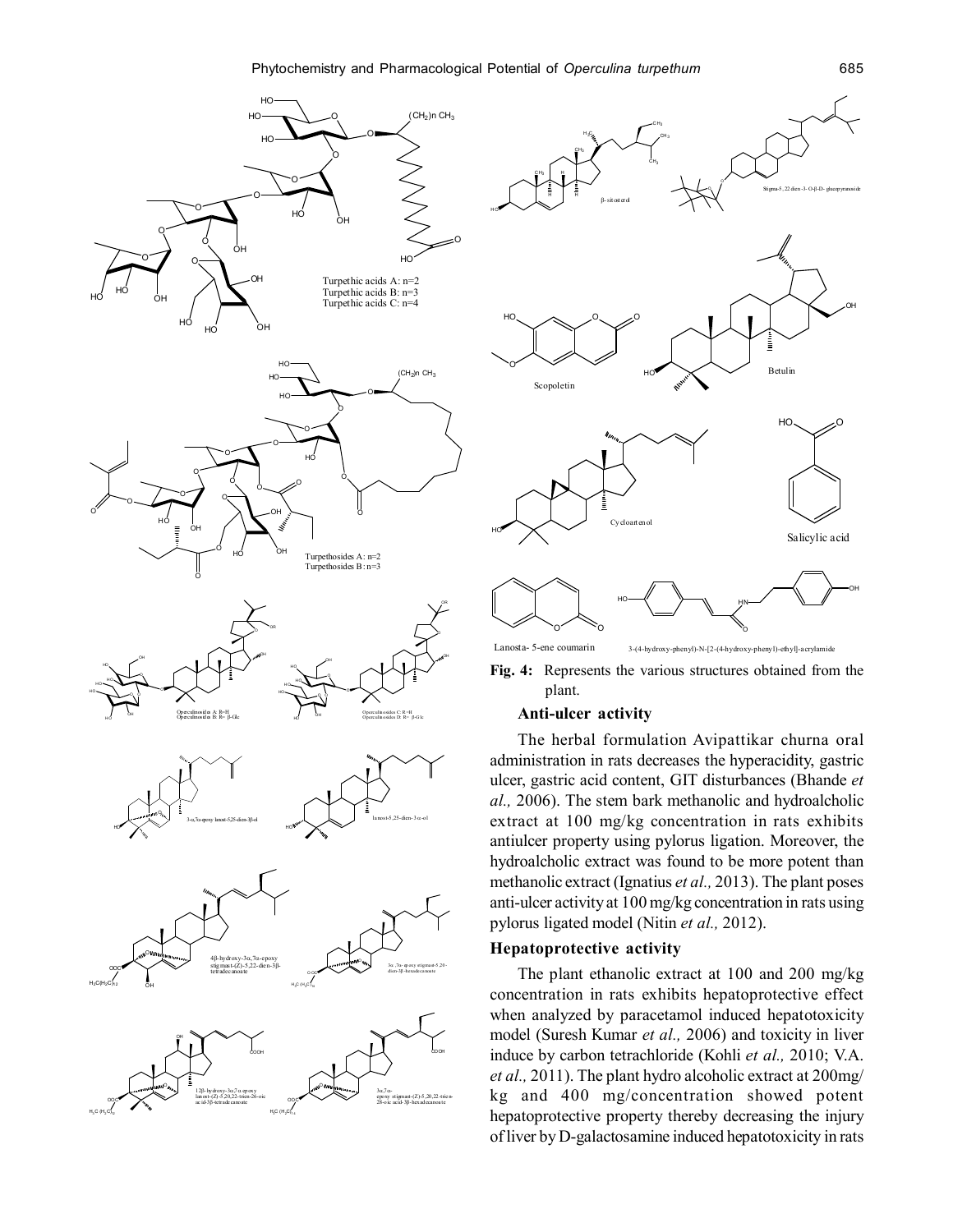**Fig. 4:** Represents the various structures obtained from the plant.

### Anti-ulcer activity

The herbal formulation Avipattikar churna oral administration in rats decreases the hyperacidity, gastric ulcer, gastric acid content, GIT disturbances (Bhande *et al.,* 2006). The stem bark methanolic and hydroalcholic extract at 100 mg/kg concentration in rats exhibits antiulcer property using pylorus ligation. Moreover, the hydroalcholic extract was found to be more potent than methanolic extract (Ignatius *et al.,* 2013). The plant poses anti-ulcer activity at 100 mg/kg concentration in rats using pylorus ligated model (Nitin *et al.,* 2012).

### Hepatoprotective activity

The plant ethanolic extract at 100 and 200 mg/kg concentration in rats exhibits hepatoprotective effect when analyzed by paracetamol induced hepatotoxicity model (Suresh Kumar *et al.,* 2006) and toxicity in liver induce by carbon tetrachloride (Kohli *et al.,* 2010; V.A. *et al.,* 2011). The plant hydro alcoholic extract at 200mg/kg and 400 mg/concentration showed potent hepatoprotective property thereby decreasing the injury of liver by D-galactosamine induced hepatotoxicity in rats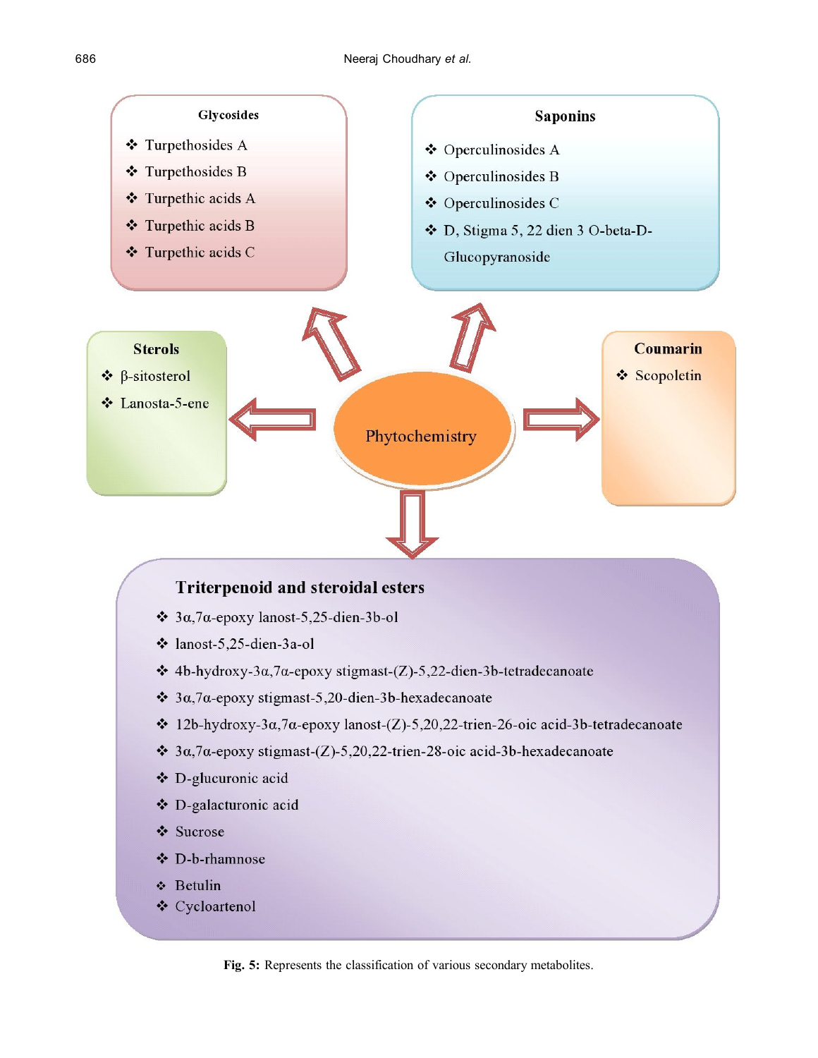**Phytochemistry**

**Glycosides**

- Turpethosides A
- Turpethosides B
- Turpethic acids A
- Turpethic acids B
- Turpethic acids C

**Saponins**

- Operculinosides A
- Operculinosides B
- Operculinosides C
- D, Stigma 5, 22 dien 3 O-beta-D-Glucopyranoside

**Sterols**

- β-sitosterol
- Lanosta-5-ene

**Coumarin**

- Scopoletin

**Triterpenoid and steroidal esters**

- 3α,7α-epoxy lanost-5,25-dien-3b-ol
- lanost-5,25-dien-3a-ol
- 4b-hydroxy-3α,7α-epoxy stigmast-(Z)-5,22-dien-3b-tetradecanoate
- 3α,7α-epoxy stigmast-5,20-dien-3b-hexadecanoate
- 12b-hydroxy-3α,7α-epoxy lanost-(Z)-5,20,22-trien-26-oic acid-3b-tetradecanoate
- 3α,7α-epoxy stigmast-(Z)-5,20,22-trien-28-oic acid-3b-hexadecanoate
- D-glucuronic acid
- D-galacturonic acid
- Sucrose
- D-b-rhamnose
- Betulin
- Cycloartenol

**Fig. 5:** Represents the classification of various secondary metabolites.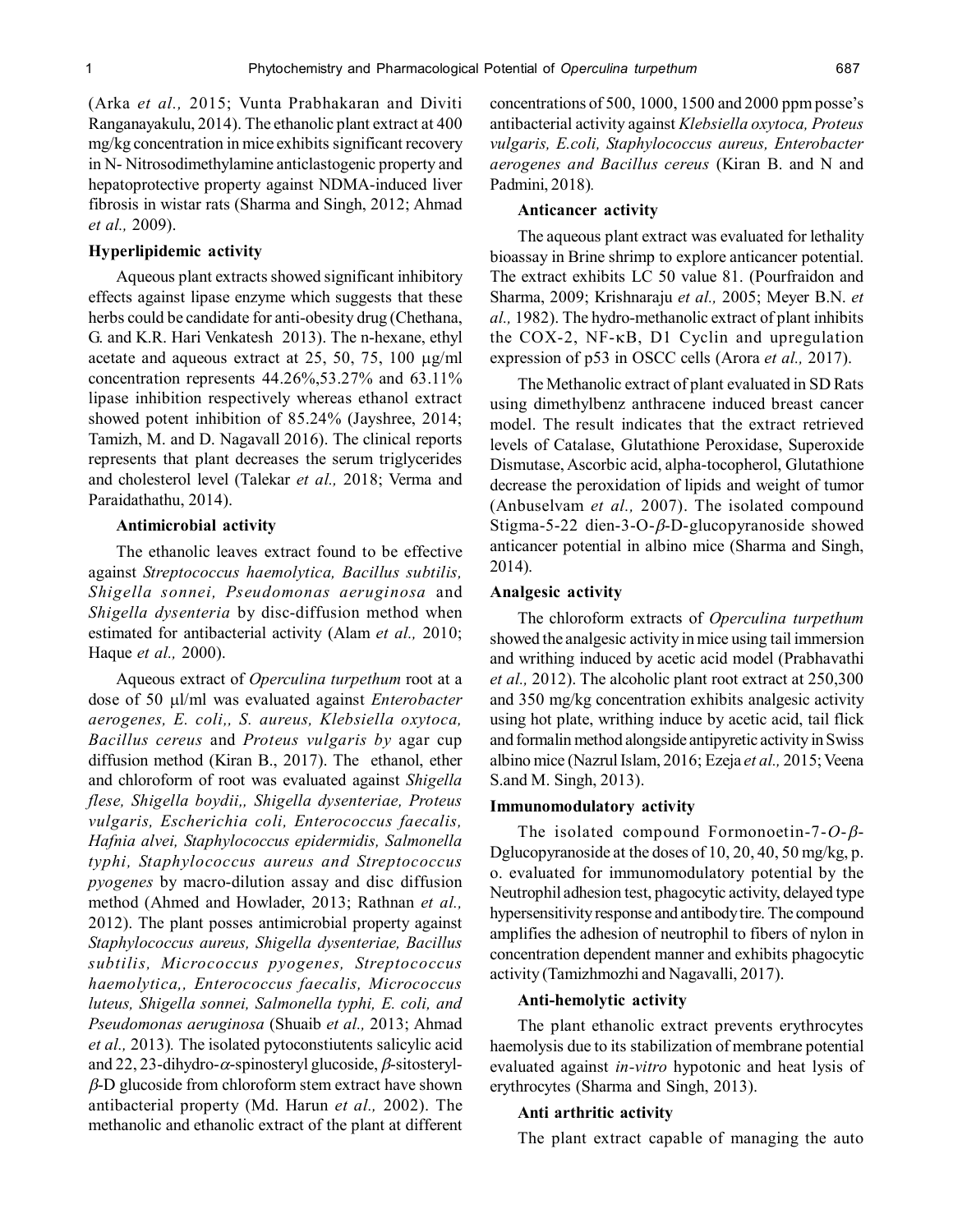(Arka *et al.,* 2015; Vunta Prabhakaran and Diviti Ranganayakulu, 2014). The ethanolic plant extract at 400 mg/kg concentration in mice exhibits significant recovery in N- Nitrosodimethylamine anticlastogenic property and hepatoprotective property against NDMA-induced liver fibrosis in wistar rats (Sharma and Singh, 2012; Ahmad *et al.,* 2009).

### Hyperlipidemic activity

Aqueous plant extracts showed significant inhibitory effects against lipase enzyme which suggests that these herbs could be candidate for anti-obesity drug (Chethana, G. and K.R. Hari Venkatesh 2013). The n-hexane, ethyl acetate and aqueous extract at 25, 50, 75, 100 µg/ml concentration represents 44.26%,53.27% and 63.11% lipase inhibition respectively whereas ethanol extract showed potent inhibition of 85.24% (Jayshree, 2014; Tamizh, M. and D. Nagavall 2016). The clinical reports represents that plant decreases the serum triglycerides and cholesterol level (Talekar *et al.,* 2018; Verma and Paraidathathu, 2014).

#### Antimicrobial activity

The ethanolic leaves extract found to be effective against *Streptococcus haemolytica, Bacillus subtilis, Shigella sonnei, Pseudomonas aeruginosa* and *Shigella dysenteria* by disc-diffusion method when estimated for antibacterial activity (Alam *et al.,* 2010; Haque *et al.,* 2000).

Aqueous extract of *Operculina turpethum* root at a dose of 50 µl/ml was evaluated against *Enterobacter aerogenes, E. coli,, S. aureus, Klebsiella oxytoca, Bacillus cereus* and *Proteus vulgaris by* agar cup diffusion method (Kiran B., 2017). The ethanol, ether and chloroform of root was evaluated against *Shigella flese, Shigella boydii,, Shigella dysenteriae, Proteus vulgaris, Escherichia coli, Enterococcus faecalis, Hafnia alvei, Staphylococcus epidermidis, Salmonella typhi, Staphylococcus aureus and Streptococcus pyogenes* by macro-dilution assay and disc diffusion method (Ahmed and Howlader, 2013; Rathnan *et al.,* 2012). The plant posses antimicrobial property against *Staphylococcus aureus, Shigella dysenteriae, Bacillus subtilis, Micrococcus pyogenes, Streptococcus haemolytica,, Enterococcus faecalis, Micrococcus luteus, Shigella sonnei, Salmonella typhi, E. coli, and Pseudomonas aeruginosa* (Shuaib *et al.,* 2013; Ahmad *et al.,* 2013). The isolated pytoconstiutents salicylic acid and 22, 23-dihydro-$\alpha$-spinosteryl glucoside, $\beta$-sitosteryl-$\beta$-D glucoside from chloroform stem extract have shown antibacterial property (Md. Harun *et al.,* 2002). The methanolic and ethanolic extract of the plant at different concentrations of 500, 1000, 1500 and 2000 ppm posse's antibacterial activity against *Klebsiella oxytoca, Proteus vulgaris, E.coli, Staphylococcus aureus, Enterobacter aerogenes and Bacillus cereus* (Kiran B. and N and Padmini, 2018).

#### Anticancer activity

The aqueous plant extract was evaluated for lethality bioassay in Brine shrimp to explore anticancer potential. The extract exhibits LC 50 value 81. (Pourfraidon and Sharma, 2009; Krishnaraju *et al.,* 2005; Meyer B.N. *et al.,* 1982). The hydro-methanolic extract of plant inhibits the COX-2, NF-κB, D1 Cyclin and upregulation expression of p53 in OSCC cells (Arora *et al.,* 2017).

The Methanolic extract of plant evaluated in SD Rats using dimethylbenz anthracene induced breast cancer model. The result indicates that the extract retrieved levels of Catalase, Glutathione Peroxidase, Superoxide Dismutase, Ascorbic acid, alpha-tocopherol, Glutathione decrease the peroxidation of lipids and weight of tumor (Anbuselvam *et al.,* 2007). The isolated compound Stigma-5-22 dien-3-O-$\beta$-D-glucopyranoside showed anticancer potential in albino mice (Sharma and Singh, 2014).

### Analgesic activity

The chloroform extracts of *Operculina turpethum* showed the analgesic activity in mice using tail immersion and writhing induced by acetic acid model (Prabhavathi *et al.,* 2012). The alcoholic plant root extract at 250,300 and 350 mg/kg concentration exhibits analgesic activity using hot plate, writhing induce by acetic acid, tail flick and formalin method alongside antipyretic activity in Swiss albino mice (Nazrul Islam, 2016; Ezeja *et al.,* 2015; Veena S.and M. Singh, 2013).

### Immunomodulatory activity

The isolated compound Formonoetin-7-*O*-$\beta$-Dglucopyranoside at the doses of 10, 20, 40, 50 mg/kg, p. o. evaluated for immunomodulatory potential by the Neutrophil adhesion test, phagocytic activity, delayed type hypersensitivity response and antibody tire. The compound amplifies the adhesion of neutrophil to fibers of nylon in concentration dependent manner and exhibits phagocytic activity (Tamizhmozhi and Nagavalli, 2017).

#### Anti-hemolytic activity

The plant ethanolic extract prevents erythrocytes haemolysis due to its stabilization of membrane potential evaluated against *in-vitro* hypotonic and heat lysis of erythrocytes (Sharma and Singh, 2013).

#### Anti arthritic activity

The plant extract capable of managing the auto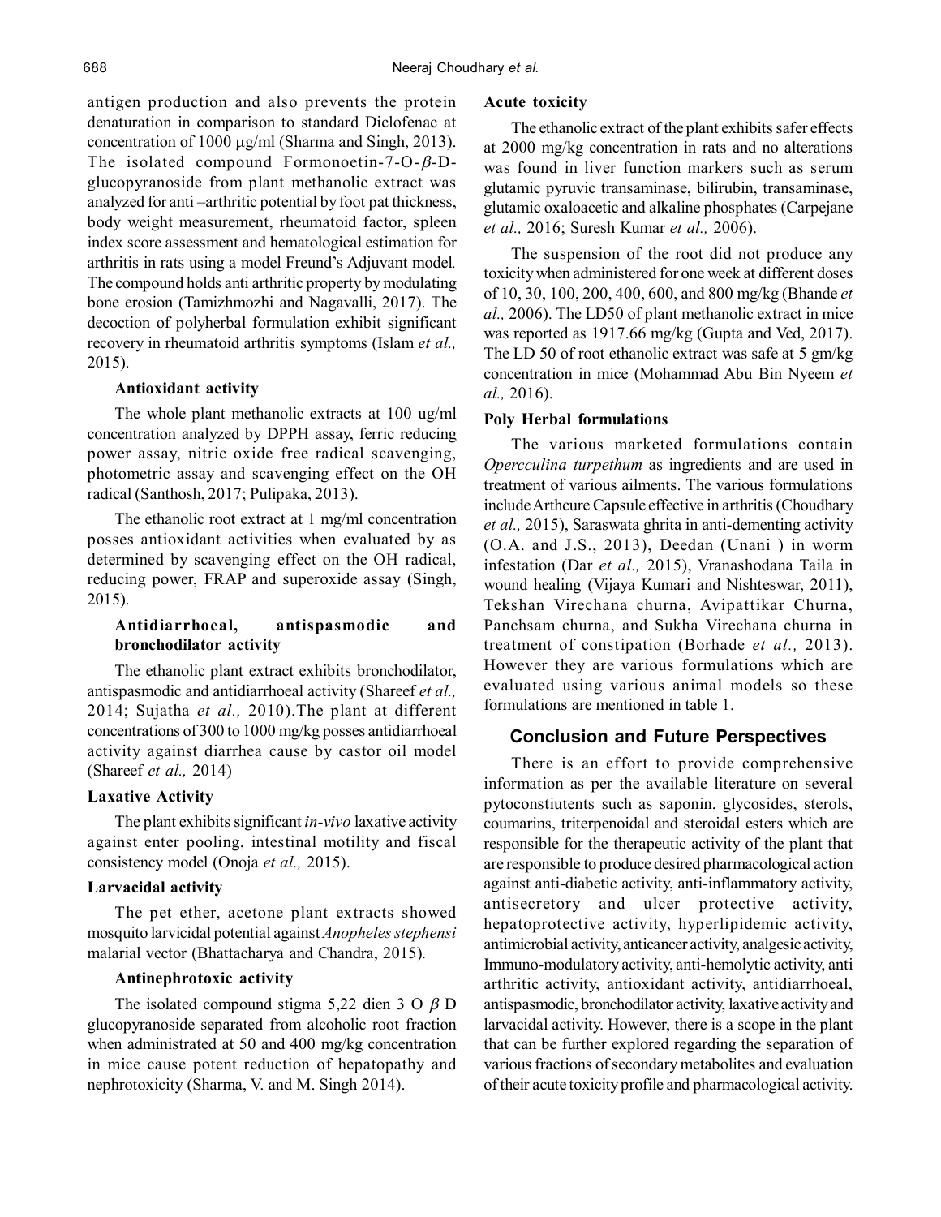antigen production and also prevents the protein denaturation in comparison to standard Diclofenac at concentration of 1000 μg/ml (Sharma and Singh, 2013). The isolated compound Formonoetin-7-O-$\beta$-D-glucopyranoside from plant methanolic extract was analyzed for anti –arthritic potential by foot pat thickness, body weight measurement, rheumatoid factor, spleen index score assessment and hematological estimation for arthritis in rats using a model Freund's Adjuvant model. The compound holds anti arthritic property by modulating bone erosion (Tamizhmozhi and Nagavalli, 2017). The decoction of polyherbal formulation exhibit significant recovery in rheumatoid arthritis symptoms (Islam *et al.,* 2015).

### Antioxidant activity

The whole plant methanolic extracts at 100 ug/ml concentration analyzed by DPPH assay, ferric reducing power assay, nitric oxide free radical scavenging, photometric assay and scavenging effect on the OH radical (Santhosh, 2017; Pulipaka, 2013).

The ethanolic root extract at 1 mg/ml concentration posses antioxidant activities when evaluated by as determined by scavenging effect on the OH radical, reducing power, FRAP and superoxide assay (Singh, 2015).

### Antidiarrhoeal, antispasmodic and bronchodilator activity

The ethanolic plant extract exhibits bronchodilator, antispasmodic and antidiarrhoeal activity (Shareef *et al.,* 2014; Sujatha *et al.,* 2010).The plant at different concentrations of 300 to 1000 mg/kg posses antidiarrhoeal activity against diarrhea cause by castor oil model (Shareef *et al.,* 2014)

### Laxative Activity

The plant exhibits significant *in-vivo* laxative activity against enter pooling, intestinal motility and fiscal consistency model (Onoja *et al.,* 2015).

### Larvacidal activity

The pet ether, acetone plant extracts showed mosquito larvicidal potential against *Anopheles stephensi* malarial vector (Bhattacharya and Chandra, 2015).

### Antinephrotoxic activity

The isolated compound stigma 5,22 dien 3 O $\beta$ D glucopyranoside separated from alcoholic root fraction when administrated at 50 and 400 mg/kg concentration in mice cause potent reduction of hepatopathy and nephrotoxicity (Sharma, V. and M. Singh 2014).

### Acute toxicity

The ethanolic extract of the plant exhibits safer effects at 2000 mg/kg concentration in rats and no alterations was found in liver function markers such as serum glutamic pyruvic transaminase, bilirubin, transaminase, glutamic oxaloacetic and alkaline phosphates (Carpejane *et al.,* 2016; Suresh Kumar *et al.,* 2006).

The suspension of the root did not produce any toxicity when administered for one week at different doses of 10, 30, 100, 200, 400, 600, and 800 mg/kg (Bhande *et al.,* 2006). The LD50 of plant methanolic extract in mice was reported as 1917.66 mg/kg (Gupta and Ved, 2017). The LD 50 of root ethanolic extract was safe at 5 gm/kg concentration in mice (Mohammad Abu Bin Nyeem *et al.,* 2016).

### Poly Herbal formulations

The various marketed formulations contain *Operculina turpethum* as ingredients and are used in treatment of various ailments. The various formulations include Arthcure Capsule effective in arthritis (Choudhary *et al.,* 2015), Saraswata ghrita in anti-dementing activity (O.A. and J.S., 2013), Deedan (Unani ) in worm infestation (Dar *et al.,* 2015), Vranashodana Taila in wound healing (Vijaya Kumari and Nishteswar, 2011), Tekshan Virechana churna, Avipattikar Churna, Panchsam churna, and Sukha Virechana churna in treatment of constipation (Borhade *et al.,* 2013). However they are various formulations which are evaluated using various animal models so these formulations are mentioned in table 1.

## Conclusion and Future Perspectives

There is an effort to provide comprehensive information as per the available literature on several pytoconstiutents such as saponin, glycosides, sterols, coumarins, triterpenoidal and steroidal esters which are responsible for the therapeutic activity of the plant that are responsible to produce desired pharmacological action against anti-diabetic activity, anti-inflammatory activity, antisecretory and ulcer protective activity, hepatoprotective activity, hyperlipidemic activity, antimicrobial activity, anticancer activity, analgesic activity, Immuno-modulatory activity, anti-hemolytic activity, anti arthritic activity, antioxidant activity, antidiarrhoeal, antispasmodic, bronchodilator activity, laxative activity and larvacidal activity. However, there is a scope in the plant that can be further explored regarding the separation of various fractions of secondary metabolites and evaluation of their acute toxicity profile and pharmacological activity.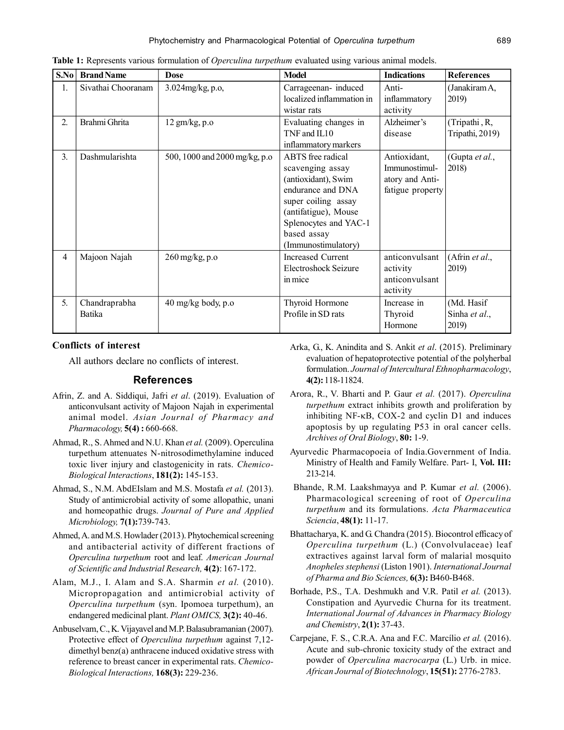**Table 1:** Represents various formulation of *Operculina turpethum* evaluated using various animal models.

| S.No | Brand Name | Dose | Model | Indications | References |
|---|---|---|---|---|---|
| 1. | Sivathai Chooranam | 3.024mg/kg, p.o, | Carrageenan- induced localized inflammation in wistar rats | Anti-inflammatory activity | (Janakiram A, 2019) |
| 2. | Brahmi Ghrita | 12 gm/kg, p.o | Evaluating changes in TNF and IL10 inflammatory markers | Alzheimer's disease | (Tripathi , R, Tripathi, 2019) |
| 3. | Dashmularishta | 500, 1000 and 2000 mg/kg, p.o | ABTS free radical scavenging assay (antioxidant), Swim endurance and DNA super coiling assay (antifatigue), Mouse Splenocytes and YAC-1 based assay (Immunostimulatory) | Antioxidant, Immunostimul-atory and Anti-fatigue property | (Gupta *et al.*, 2018) |
| 4 | Majoon Najah | 260 mg/kg, p.o | Increased Current Electroshock Seizure in mice | anticonvulsant activity anticonvulsant activity | (Afrin *et al.*, 2019) |
| 5. | Chandraprabha Batika | 40 mg/kg body, p.o | Thyroid Hormone Profile in SD rats | Increase in Thyroid Hormone | (Md. Hasif Sinha *et al.*, 2019) |

### Conflicts of interest

All authors declare no conflicts of interest.

## References

Afrin, Z. and A. Siddiqui, Jafri *et al*. (2019). Evaluation of anticonvulsant activity of Majoon Najah in experimental animal model. *Asian Journal of Pharmacy and Pharmacology,* **5(4) :** 660-668.

Ahmad, R., S. Ahmed and N.U. Khan *et al.* (2009). Operculina turpethum attenuates N-nitrosodimethylamine induced toxic liver injury and clastogenicity in rats. *Chemico-Biological Interactions*, **181(2):** 145-153.

Ahmad, S., N.M. AbdEIslam and M.S. Mostafa *et al.* (2013). Study of antimicrobial activity of some allopathic, unani and homeopathic drugs. *Journal of Pure and Applied Microbiology,* **7(1):**739-743.

Ahmed, A. and M.S. Howlader (2013). Phytochemical screening and antibacterial activity of different fractions of *Operculina turpethum* root and leaf. *American Journal of Scientific and Industrial Research,* **4(2)**: 167-172.

Alam, M.J., I. Alam and S.A. Sharmin *et al.* (2010). Micropropagation and antimicrobial activity of *Operculina turpethum* (syn. Ipomoea turpethum), an endangered medicinal plant. *Plant OMICS,* **3(2):** 40-46.

Anbuselvam, C., K. Vijayavel and M.P. Balasubramanian (2007). Protective effect of *Operculina turpethum* against 7,12-dimethyl benz(a) anthracene induced oxidative stress with reference to breast cancer in experimental rats. *Chemico-Biological Interactions,* **168(3):** 229-236.

Arka, G., K. Anindita and S. Ankit *et al*. (2015). Preliminary evaluation of hepatoprotective potential of the polyherbal formulation. *Journal of Intercultural Ethnopharmacology*, **4(2):** 118-11824.

Arora, R., V. Bharti and P. Gaur *et al.* (2017). *Operculina turpethum* extract inhibits growth and proliferation by inhibiting NF-κB, COX-2 and cyclin D1 and induces apoptosis by up regulating P53 in oral cancer cells. *Archives of Oral Biology*, **80:** 1-9.

Ayurvedic Pharmacopoeia of India.Government of India. Ministry of Health and Family Welfare. Part- I, **Vol. III:** 213-214.

Bhande, R.M. Laakshmayya and P. Kumar *et al.* (2006). Pharmacological screening of root of *Operculina turpethum* and its formulations. *Acta Pharmaceutica Sciencia*, **48(1):** 11-17.

Bhattacharya, K. and G. Chandra (2015). Biocontrol efficacy of *Operculina turpethum* (L.) (Convolvulaceae) leaf extractives against larval form of malarial mosquito *Anopheles stephensi* (Liston 1901). *International Journal of Pharma and Bio Sciences,* **6(3):** B460-B468.

Borhade, P.S., T.A. Deshmukh and V.R. Patil *et al.* (2013). Constipation and Ayurvedic Churna for its treatment. *International Journal of Advances in Pharmacy Biology and Chemistry*, **2(1):** 37-43.

Carpejane, F. S., C.R.A. Ana and F.C. Marcílio *et al.* (2016). Acute and sub-chronic toxicity study of the extract and powder of *Operculina macrocarpa* (L.) Urb. in mice. *African Journal of Biotechnology*, **15(51):** 2776-2783.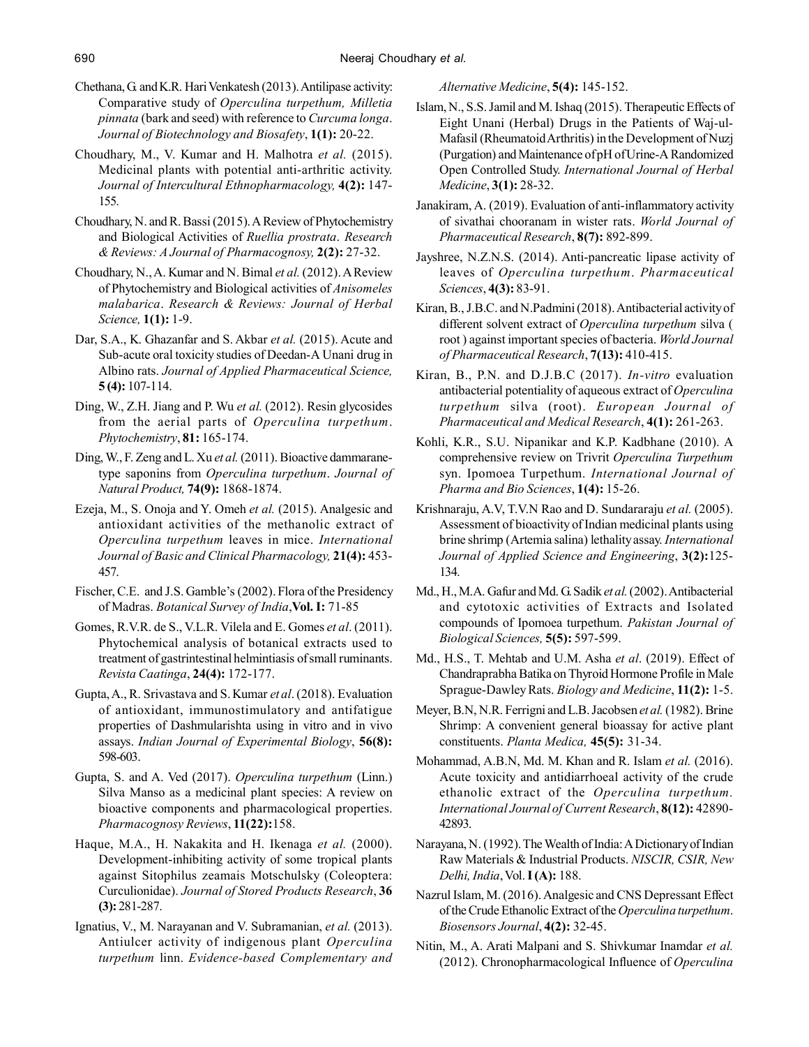Chethana, G. and K.R. Hari Venkatesh (2013). Antilipase activity: Comparative study of *Operculina turpethum, Milletia pinnata* (bark and seed) with reference to *Curcuma longa*. *Journal of Biotechnology and Biosafety*, **1(1):** 20-22.

Choudhary, M., V. Kumar and H. Malhotra *et al.* (2015). Medicinal plants with potential anti-arthritic activity. *Journal of Intercultural Ethnopharmacology,* **4(2):** 147-155.

Choudhary, N. and R. Bassi (2015). A Review of Phytochemistry and Biological Activities of *Ruellia prostrata*. *Research & Reviews: A Journal of Pharmacognosy,* **2(2):** 27-32.

Choudhary, N., A. Kumar and N. Bimal *et al.* (2012). A Review of Phytochemistry and Biological activities of *Anisomeles malabarica*. *Research & Reviews: Journal of Herbal Science,* **1(1):** 1-9.

Dar, S.A., K. Ghazanfar and S. Akbar *et al.* (2015). Acute and Sub-acute oral toxicity studies of Deedan-A Unani drug in Albino rats. *Journal of Applied Pharmaceutical Science,* **5 (4):** 107-114.

Ding, W., Z.H. Jiang and P. Wu *et al.* (2012). Resin glycosides from the aerial parts of *Operculina turpethum*. *Phytochemistry*, **81:** 165-174.

Ding, W., F. Zeng and L. Xu *et al.* (2011). Bioactive dammarane-type saponins from *Operculina turpethum*. *Journal of Natural Product,* **74(9):** 1868-1874.

Ezeja, M., S. Onoja and Y. Omeh *et al.* (2015). Analgesic and antioxidant activities of the methanolic extract of *Operculina turpethum* leaves in mice. *International Journal of Basic and Clinical Pharmacology,* **21(4):** 453-457.

Fischer, C.E. and J.S. Gamble's (2002). Flora of the Presidency of Madras. *Botanical Survey of India*, **Vol. I:** 71-85

Gomes, R.V.R. de S., V.L.R. Vilela and E. Gomes *et al*. (2011). Phytochemical analysis of botanical extracts used to treatment of gastrintestinal helmintiasis of small ruminants. *Revista Caatinga*, **24(4):** 172-177.

Gupta, A., R. Srivastava and S. Kumar *et al*. (2018). Evaluation of antioxidant, immunostimulatory and antifatigue properties of Dashmularishta using in vitro and in vivo assays. *Indian Journal of Experimental Biology*, **56(8):** 598-603.

Gupta, S. and A. Ved (2017). *Operculina turpethum* (Linn.) Silva Manso as a medicinal plant species: A review on bioactive components and pharmacological properties. *Pharmacognosy Reviews*, **11(22):**158.

Haque, M.A., H. Nakakita and H. Ikenaga *et al.* (2000). Development-inhibiting activity of some tropical plants against Sitophilus zeamais Motschulsky (Coleoptera: Curculionidae). *Journal of Stored Products Research*, **36 (3):** 281-287.

Ignatius, V., M. Narayanan and V. Subramanian, *et al.* (2013). Antiulcer activity of indigenous plant *Operculina turpethum* linn. *Evidence-based Complementary and Alternative Medicine*, **5(4):** 145-152.

Islam, N., S.S. Jamil and M. Ishaq (2015). Therapeutic Effects of Eight Unani (Herbal) Drugs in the Patients of Waj-ul-Mafasil (Rheumatoid Arthritis) in the Development of Nuzj (Purgation) and Maintenance of pH of Urine-A Randomized Open Controlled Study. *International Journal of Herbal Medicine*, **3(1):** 28-32.

Janakiram, A. (2019). Evaluation of anti-inflammatory activity of sivathai chooranam in wister rats. *World Journal of Pharmaceutical Research*, **8(7):** 892-899.

Jayshree, N.Z.N.S. (2014). Anti-pancreatic lipase activity of leaves of *Operculina turpethum*. *Pharmaceutical Sciences*, **4(3):** 83-91.

Kiran, B., J.B.C. and N.Padmini (2018). Antibacterial activity of different solvent extract of *Operculina turpethum* silva ( root ) against important species of bacteria. *World Journal of Pharmaceutical Research*, **7(13):** 410-415.

Kiran, B., P.N. and D.J.B.C (2017). *In-vitro* evaluation antibacterial potentiality of aqueous extract of *Operculina turpethum* silva (root). *European Journal of Pharmaceutical and Medical Research*, **4(1):** 261-263.

Kohli, K.R., S.U. Nipanikar and K.P. Kadbhane (2010). A comprehensive review on Trivrit *Operculina Turpethum* syn. Ipomoea Turpethum. *International Journal of Pharma and Bio Sciences*, **1(4):** 15-26.

Krishnaraju, A.V, T.V.N Rao and D. Sundararaju *et al.* (2005). Assessment of bioactivity of Indian medicinal plants using brine shrimp (Artemia salina) lethality assay. *International Journal of Applied Science and Engineering*, **3(2):**125-134.

Md., H., M.A. Gafur and Md. G. Sadik *et al.* (2002). Antibacterial and cytotoxic activities of Extracts and Isolated compounds of Ipomoea turpethum. *Pakistan Journal of Biological Sciences,* **5(5):** 597-599.

Md., H.S., T. Mehtab and U.M. Asha *et al*. (2019). Effect of Chandraprabha Batika on Thyroid Hormone Profile in Male Sprague-Dawley Rats. *Biology and Medicine*, **11(2):** 1-5.

Meyer, B.N, N.R. Ferrigni and L.B. Jacobsen *et al.* (1982). Brine Shrimp: A convenient general bioassay for active plant constituents. *Planta Medica,* **45(5):** 31-34.

Mohammad, A.B.N, Md. M. Khan and R. Islam *et al.* (2016). Acute toxicity and antidiarrhoeal activity of the crude ethanolic extract of the *Operculina turpethum*. *International Journal of Current Research*, **8(12):** 42890-42893.

Narayana, N. (1992). The Wealth of India: A Dictionary of Indian Raw Materials & Industrial Products. *NISCIR, CSIR, New Delhi, India*, Vol. **I (A):** 188.

Nazrul Islam, M. (2016). Analgesic and CNS Depressant Effect of the Crude Ethanolic Extract of the *Operculina turpethum*. *Biosensors Journal*, **4(2):** 32-45.

Nitin, M., A. Arati Malpani and S. Shivkumar Inamdar *et al.* (2012). Chronopharmacological Influence of *Operculina*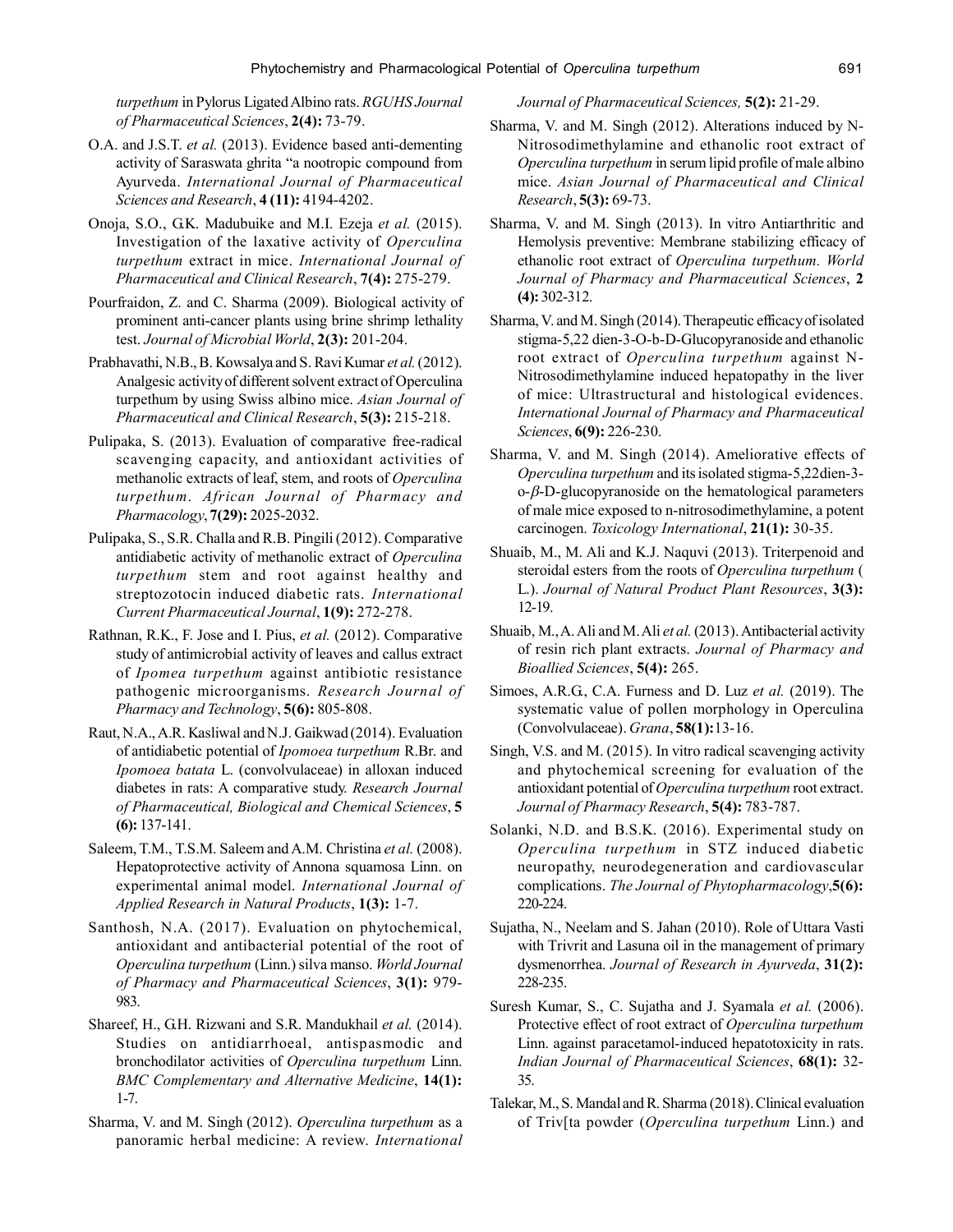*turpethum* in Pylorus Ligated Albino rats. *RGUHS Journal of Pharmaceutical Sciences*, **2(4):** 73-79.

O.A. and J.S.T. *et al.* (2013). Evidence based anti-dementing activity of Saraswata ghrita "a nootropic compound from Ayurveda. *International Journal of Pharmaceutical Sciences and Research*, **4 (11):** 4194-4202.

Onoja, S.O., G.K. Madubuike and M.I. Ezeja *et al.* (2015). Investigation of the laxative activity of *Operculina turpethum* extract in mice. *International Journal of Pharmaceutical and Clinical Research*, **7(4):** 275-279.

Pourfraidon, Z. and C. Sharma (2009). Biological activity of prominent anti-cancer plants using brine shrimp lethality test. *Journal of Microbial World*, **2(3):** 201-204.

Prabhavathi, N.B., B. Kowsalya and S. Ravi Kumar *et al.* (2012). Analgesic activity of different solvent extract of Operculina turpethum by using Swiss albino mice. *Asian Journal of Pharmaceutical and Clinical Research*, **5(3):** 215-218.

Pulipaka, S. (2013). Evaluation of comparative free-radical scavenging capacity, and antioxidant activities of methanolic extracts of leaf, stem, and roots of *Operculina turpethum*. *African Journal of Pharmacy and Pharmacology*, **7(29):** 2025-2032.

Pulipaka, S., S.R. Challa and R.B. Pingili (2012). Comparative antidiabetic activity of methanolic extract of *Operculina turpethum* stem and root against healthy and streptozotocin induced diabetic rats. *International Current Pharmaceutical Journal*, **1(9):** 272-278.

Rathnan, R.K., F. Jose and I. Pius, *et al.* (2012). Comparative study of antimicrobial activity of leaves and callus extract of *Ipomea turpethum* against antibiotic resistance pathogenic microorganisms. *Research Journal of Pharmacy and Technology*, **5(6):** 805-808.

Raut, N.A., A.R. Kasliwal and N.J. Gaikwad (2014). Evaluation of antidiabetic potential of *Ipomoea turpethum* R.Br. and *Ipomoea batata* L. (convolvulaceae) in alloxan induced diabetes in rats: A comparative study. *Research Journal of Pharmaceutical, Biological and Chemical Sciences*, **5 (6):** 137-141.

Saleem, T.M., T.S.M. Saleem and A.M. Christina *et al.* (2008). Hepatoprotective activity of Annona squamosa Linn. on experimental animal model. *International Journal of Applied Research in Natural Products*, **1(3):** 1-7.

Santhosh, N.A. (2017). Evaluation on phytochemical, antioxidant and antibacterial potential of the root of *Operculina turpethum* (Linn.) silva manso. *World Journal of Pharmacy and Pharmaceutical Sciences*, **3(1):** 979-983.

Shareef, H., G.H. Rizwani and S.R. Mandukhail *et al.* (2014). Studies on antidiarrhoeal, antispasmodic and bronchodilator activities of *Operculina turpethum* Linn. *BMC Complementary and Alternative Medicine*, **14(1):** 1-7.

Sharma, V. and M. Singh (2012). *Operculina turpethum* as a panoramic herbal medicine: A review. *International Journal of Pharmaceutical Sciences,* **5(2):** 21-29.

Sharma, V. and M. Singh (2012). Alterations induced by N-Nitrosodimethylamine and ethanolic root extract of *Operculina turpethum* in serum lipid profile of male albino mice. *Asian Journal of Pharmaceutical and Clinical Research*, **5(3):** 69-73.

Sharma, V. and M. Singh (2013). In vitro Antiarthritic and Hemolysis preventive: Membrane stabilizing efficacy of ethanolic root extract of *Operculina turpethum*. *World Journal of Pharmacy and Pharmaceutical Sciences*, **2 (4):** 302-312.

Sharma, V. and M. Singh (2014). Therapeutic efficacy of isolated stigma-5,22 dien-3-O-b-D-Glucopyranoside and ethanolic root extract of *Operculina turpethum* against N-Nitrosodimethylamine induced hepatopathy in the liver of mice: Ultrastructural and histological evidences. *International Journal of Pharmacy and Pharmaceutical Sciences*, **6(9):** 226-230.

Sharma, V. and M. Singh (2014). Ameliorative effects of *Operculina turpethum* and its isolated stigma-5,22dien-3-o-$\beta$-D-glucopyranoside on the hematological parameters of male mice exposed to n-nitrosodimethylamine, a potent carcinogen. *Toxicology International*, **21(1):** 30-35.

Shuaib, M., M. Ali and K.J. Naquvi (2013). Triterpenoid and steroidal esters from the roots of *Operculina turpethum* ( L.). *Journal of Natural Product Plant Resources*, **3(3):** 12-19.

Shuaib, M., A. Ali and M. Ali *et al.* (2013). Antibacterial activity of resin rich plant extracts. *Journal of Pharmacy and Bioallied Sciences*, **5(4):** 265.

Simoes, A.R.G., C.A. Furness and D. Luz *et al.* (2019). The systematic value of pollen morphology in Operculina (Convolvulaceae). *Grana*, **58(1):**13-16.

Singh, V.S. and M. (2015). In vitro radical scavenging activity and phytochemical screening for evaluation of the antioxidant potential of *Operculina turpethum* root extract. *Journal of Pharmacy Research*, **5(4):** 783-787.

Solanki, N.D. and B.S.K. (2016). Experimental study on *Operculina turpethum* in STZ induced diabetic neuropathy, neurodegeneration and cardiovascular complications. *The Journal of Phytopharmacology*,**5(6):** 220-224.

Sujatha, N., Neelam and S. Jahan (2010). Role of Uttara Vasti with Trivrit and Lasuna oil in the management of primary dysmenorrhea. *Journal of Research in Ayurveda*, **31(2):** 228-235.

Suresh Kumar, S., C. Sujatha and J. Syamala *et al.* (2006). Protective effect of root extract of *Operculina turpethum* Linn. against paracetamol-induced hepatotoxicity in rats. *Indian Journal of Pharmaceutical Sciences*, **68(1):** 32-35.

Talekar, M., S. Mandal and R. Sharma (2018). Clinical evaluation of Triv[ta powder (*Operculina turpethum* Linn.) and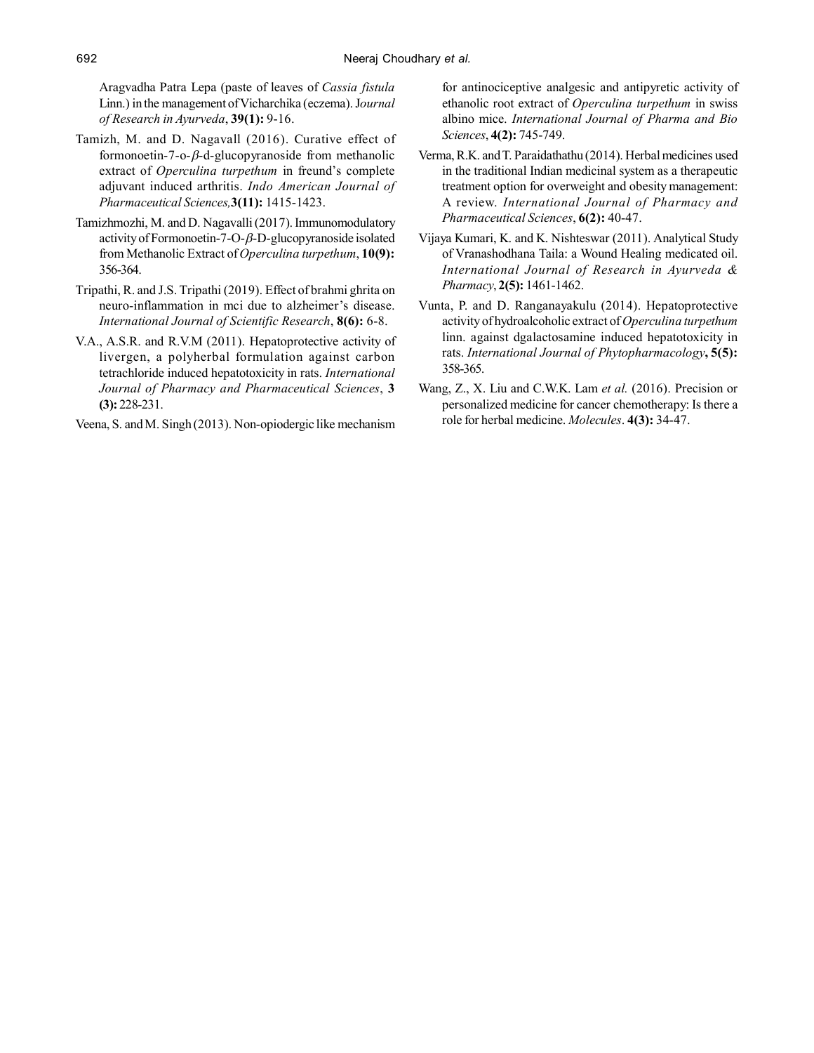Aragvadha Patra Lepa (paste of leaves of *Cassia fistula* Linn.) in the management of Vicharchika (eczema). J*ournal of Research in Ayurveda*, **39(1):** 9-16.

Tamizh, M. and D. Nagavall (2016). Curative effect of formonoetin-7-o-$\beta$-d-glucopyranoside from methanolic extract of *Operculina turpethum* in freund's complete adjuvant induced arthritis. *Indo American Journal of Pharmaceutical Sciences,* **3(11):** 1415-1423.

Tamizhmozhi, M. and D. Nagavalli (2017). Immunomodulatory activity of Formonoetin-7-O-$\beta$-D-glucopyranoside isolated from Methanolic Extract of *Operculina turpethum*, **10(9):** 356-364.

Tripathi, R. and J.S. Tripathi (2019). Effect of brahmi ghrita on neuro-inflammation in mci due to alzheimer's disease. *International Journal of Scientific Research*, **8(6):** 6-8.

V.A., A.S.R. and R.V.M (2011). Hepatoprotective activity of livergen, a polyherbal formulation against carbon tetrachloride induced hepatotoxicity in rats. *International Journal of Pharmacy and Pharmaceutical Sciences*, **3 (3):** 228-231.

Veena, S. and M. Singh (2013). Non-opiodergic like mechanism for antinociceptive analgesic and antipyretic activity of ethanolic root extract of *Operculina turpethum* in swiss albino mice. *International Journal of Pharma and Bio Sciences*, **4(2):** 745-749.

Verma, R.K. and T. Paraidathathu (2014). Herbal medicines used in the traditional Indian medicinal system as a therapeutic treatment option for overweight and obesity management: A review. *International Journal of Pharmacy and Pharmaceutical Sciences*, **6(2):** 40-47.

Vijaya Kumari, K. and K. Nishteswar (2011). Analytical Study of Vranashodhana Taila: a Wound Healing medicated oil. *International Journal of Research in Ayurveda & Pharmacy*, **2(5):** 1461-1462.

Vunta, P. and D. Ranganayakulu (2014). Hepatoprotective activity of hydroalcoholic extract of *Operculina turpethum* linn. against dgalactosamine induced hepatotoxicity in rats. *International Journal of Phytopharmacology*, **5(5):** 358-365.

Wang, Z., X. Liu and C.W.K. Lam *et al.* (2016). Precision or personalized medicine for cancer chemotherapy: Is there a role for herbal medicine. *Molecules*. **4(3):** 34-47.